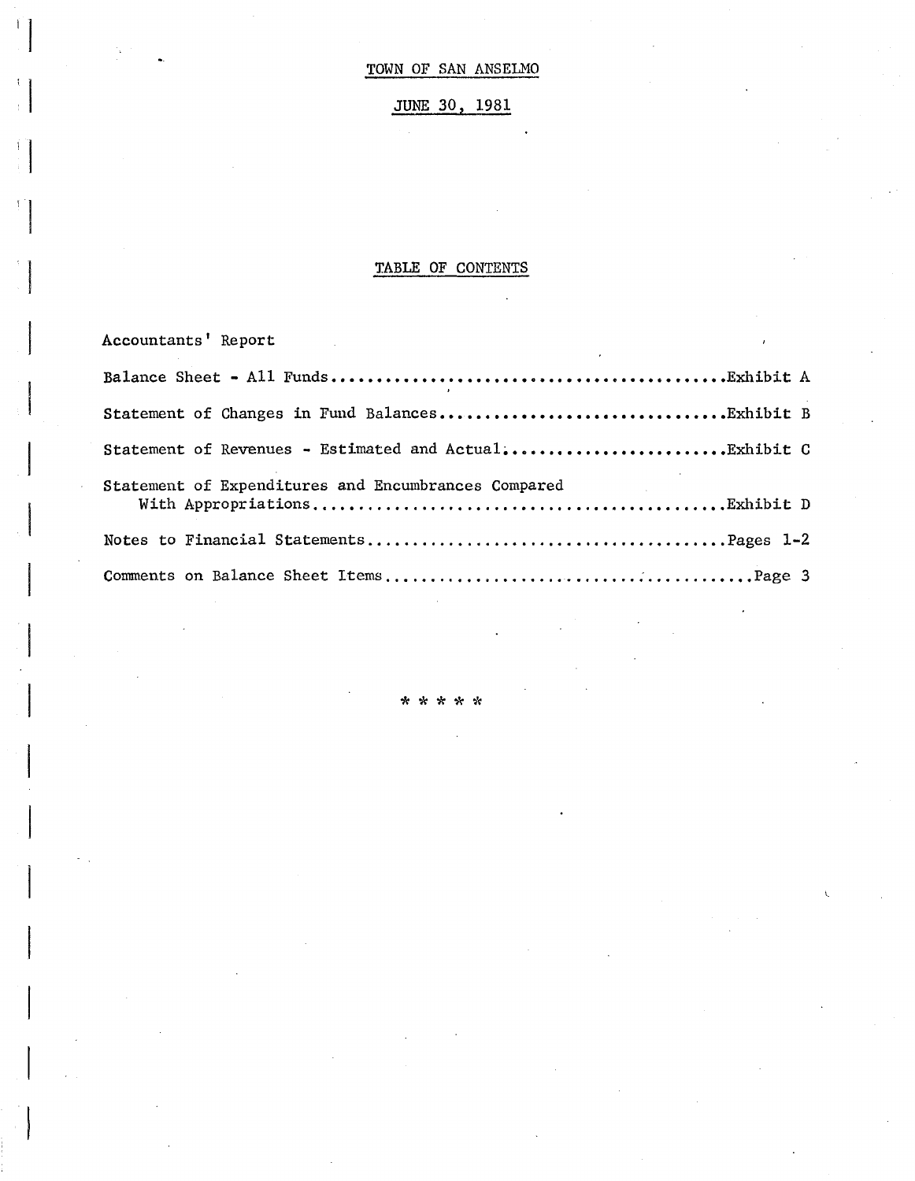# TOWN OF SAN ANSELMO

## JUNE 30, 1981

### TABLE OF CONTENTS

| | |
|---|---|
| Accountants' Report | |
| Balance Sheet - All Funds | Exhibit A |
| Statement of Changes in Fund Balances | Exhibit B |
| Statement of Revenues - Estimated and Actual | Exhibit C |
| Statement of Expenditures and Encumbrances Compared With Appropriations | Exhibit D |
| Notes to Financial Statements | Pages 1-2 |
| Comments on Balance Sheet Items | Page 3 |

\* \* \* \* \*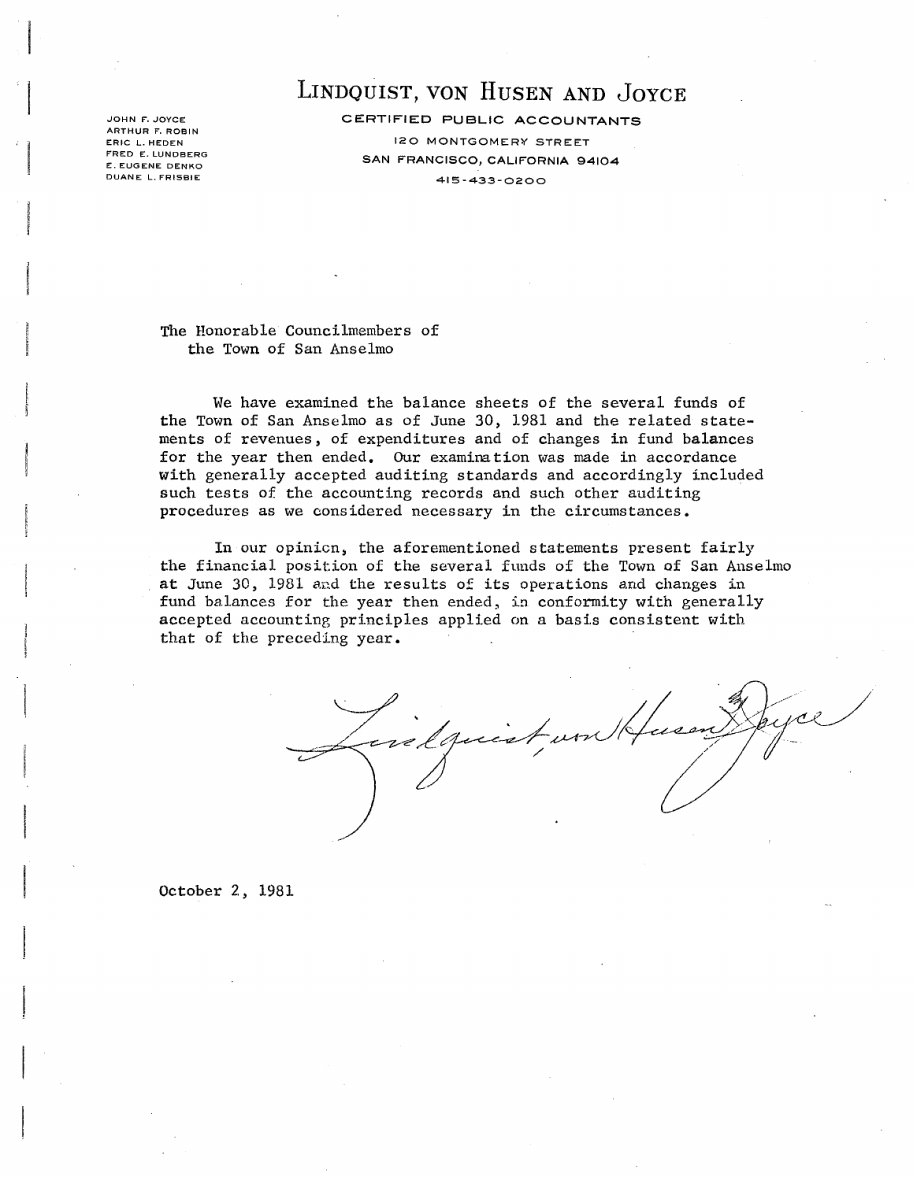# LINDQUIST, VON HUSEN AND JOYCE

CERTIFIED PUBLIC ACCOUNTANTS
120 MONTGOMERY STREET
SAN FRANCISCO, CALIFORNIA 94104
415-433-0200

JOHN F. JOYCE
ARTHUR F. ROBIN
ERIC L. HEDEN
FRED E. LUNDBERG
E. EUGENE DENKO
DUANE L. FRISBIE

The Honorable Councilmembers of
the Town of San Anselmo

We have examined the balance sheets of the several funds of the Town of San Anselmo as of June 30, 1981 and the related statements of revenues, of expenditures and of changes in fund balances for the year then ended. Our examination was made in accordance with generally accepted auditing standards and accordingly included such tests of the accounting records and such other auditing procedures as we considered necessary in the circumstances.

In our opinion, the aforementioned statements present fairly the financial position of the several funds of the Town of San Anselmo at June 30, 1981 and the results of its operations and changes in fund balances for the year then ended, in conformity with generally accepted accounting principles applied on a basis consistent with that of the preceding year.

Lindquist, von Husen & Joyce

October 2, 1981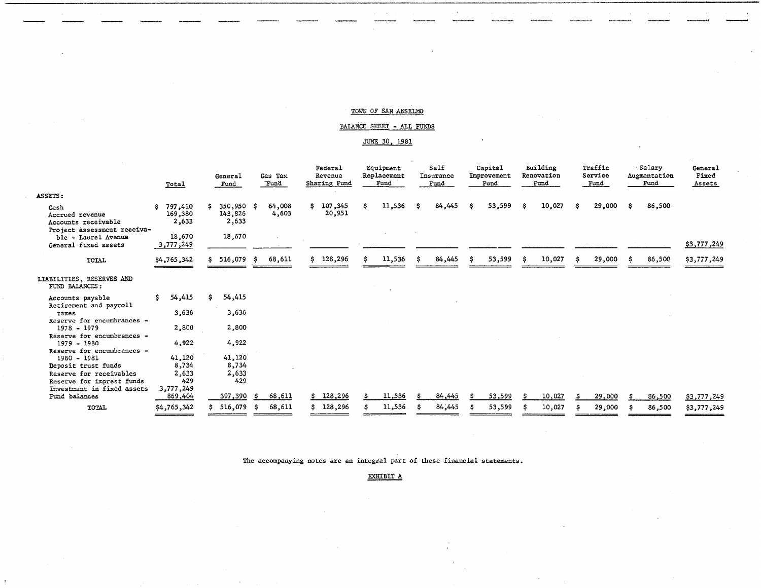TOWN OF SAN ANSELMO

BALANCE SHEET - ALL FUNDS

JUNE 30, 1981

| | Total | General Fund | Gas Tax Fund | Federal Revenue Sharing Fund | Equipment Replacement Fund | Self Insurance Fund | Capital Improvement Fund | Building Renovation Fund | Traffic Service Fund | Salary Augmentation Fund | General Fixed Assets |
|---|---|---|---|---|---|---|---|---|---|---|---|
| **ASSETS:** | | | | | | | | | | | |
| Cash | $ 797,410 | $ 350,950 | $ 64,008 | $ 107,345 | $ 11,536 | $ 84,445 | $ 53,599 | $ 10,027 | $ 29,000 | $ 86,500 | |
| Accrued revenue | 169,380 | 143,826 | 4,603 | 20,951 | | | | | | | |
| Accounts receivable | 2,633 | 2,633 | | | | | | | | | |
| Project assessment receivable - Laurel Avenue | 18,670 | 18,670 | | | | | | | | | |
| General fixed assets | 3,777,249 | | | | | | | | | | $3,777,249 |
| TOTAL | $4,765,342 | $ 516,079 | $ 68,611 | $ 128,296 | $ 11,536 | $ 84,445 | $ 53,599 | $ 10,027 | $ 29,000 | $ 86,500 | $3,777,249 |
| **LIABILITIES, RESERVES AND FUND BALANCES:** | | | | | | | | | | | |
| Accounts payable | $ 54,415 | $ 54,415 | | | | | | | | | |
| Retirement and payroll taxes | 3,636 | 3,636 | | | | | | | | | |
| Reserve for encumbrances - 1978 - 1979 | 2,800 | 2,800 | | | | | | | | | |
| Reserve for encumbrances - 1979 - 1980 | 4,922 | 4,922 | | | | | | | | | |
| Reserve for encumbrances - 1980 - 1981 | 41,120 | 41,120 | | | | | | | | | |
| Deposit trust funds | 8,734 | 8,734 | | | | | | | | | |
| Reserve for receivables | 2,633 | 2,633 | | | | | | | | | |
| Reserve for imprest funds | 429 | 429 | | | | | | | | | |
| Investment in fixed assets | 3,777,249 | | | | | | | | | | |
| Fund balances | 869,404 | 397,390 | $ 68,611 | $ 128,296 | $ 11,536 | $ 84,445 | $ 53,599 | $ 10,027 | $ 29,000 | $ 86,500 | $3,777,249 |
| TOTAL | $4,765,342 | $ 516,079 | $ 68,611 | $ 128,296 | $ 11,536 | $ 84,445 | $ 53,599 | $ 10,027 | $ 29,000 | $ 86,500 | $3,777,249 |

The accompanying notes are an integral part of these financial statements.

EXHIBIT A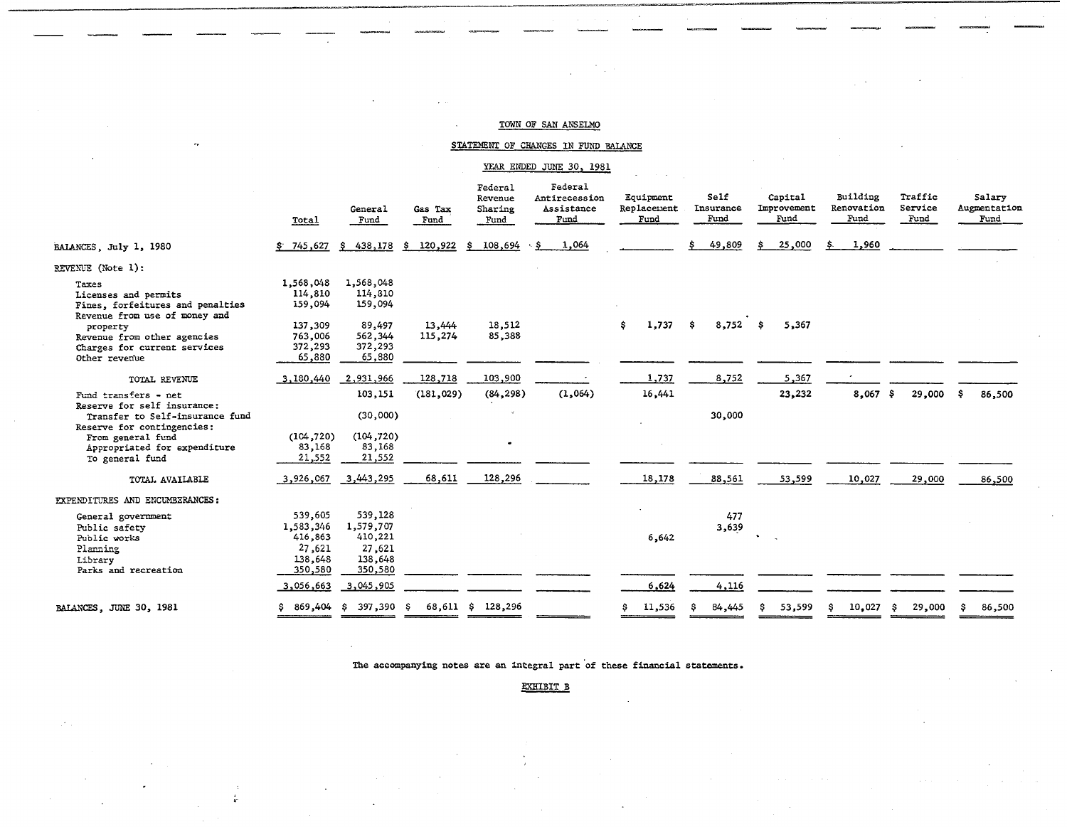TOWN OF SAN ANSELMO

STATEMENT OF CHANGES IN FUND BALANCE

YEAR ENDED JUNE 30, 1981

| | Total | General Fund | Gas Tax Fund | Federal Revenue Sharing Fund | Federal Antirecession Assistance Fund | Equipment Replacement Fund | Self Insurance Fund | Capital Improvement Fund | Building Renovation Fund | Traffic Service Fund | Salary Augmentation Fund |
|---|---|---|---|---|---|---|---|---|---|---|---|
| BALANCES, July 1, 1980 | $ 745,627 | $ 438,178 | $ 120,922 | $ 108,694 | $ 1,064 | | $ 49,809 | $ 25,000 | $ 1,960 | | |
| REVENUE (Note 1): | | | | | | | | | | | |
| Taxes | 1,568,048 | 1,568,048 | | | | | | | | | |
| Licenses and permits | 114,810 | 114,810 | | | | | | | | | |
| Fines, forfeitures and penalties | 159,094 | 159,094 | | | | | | | | | |
| Revenue from use of money and property | 137,309 | 89,497 | 13,444 | 18,512 | | $ 1,737 | $ 8,752 | $ 5,367 | | | |
| Revenue from other agencies | 763,006 | 562,344 | 115,274 | 85,388 | | | | | | | |
| Charges for current services | 372,293 | 372,293 | | | | | | | | | |
| Other revenue | 65,880 | 65,880 | | | | | | | | | |
| TOTAL REVENUE | 3,180,440 | 2,931,966 | 128,718 | 103,900 | | 1,737 | 8,752 | 5,367 | | | |
| Fund transfers - net | | 103,151 | (181,029) | (84,298) | (1,064) | 16,441 | | 23,232 | 8,067 | $ 29,000 | $ 86,500 |
| Reserve for self insurance: | | | | | | | | | | | |
| Transfer to Self-insurance fund | | (30,000) | | | | | 30,000 | | | | |
| Reserve for contingencies: | | | | | | | | | | | |
| From general fund | (104,720) | (104,720) | | | | | | | | | |
| Appropriated for expenditure | 83,168 | 83,168 | | | | | | | | | |
| To general fund | 21,552 | 21,552 | | | | | | | | | |
| TOTAL AVAILABLE | 3,926,067 | 3,443,295 | 68,611 | 128,296 | | 18,178 | 88,561 | 53,599 | 10,027 | 29,000 | 86,500 |
| EXPENDITURES AND ENCUMBERANCES: | | | | | | | | | | | |
| General government | 539,605 | 539,128 | | | | | 477 | | | | |
| Public safety | 1,583,346 | 1,579,707 | | | | | 3,639 | | | | |
| Public works | 416,863 | 410,221 | | | | 6,642 | | | | | |
| Planning | 27,621 | 27,621 | | | | | | | | | |
| Library | 138,648 | 138,648 | | | | | | | | | |
| Parks and recreation | 350,580 | 350,580 | | | | | | | | | |
| | 3,056,663 | 3,045,905 | | | | 6,624 | 4,116 | | | | |
| BALANCES, JUNE 30, 1981 | $ 869,404 | $ 397,390 | $ 68,611 | $ 128,296 | | $ 11,536 | $ 84,445 | $ 53,599 | $ 10,027 | $ 29,000 | $ 86,500 |

The accompanying notes are an integral part of these financial statements.

EXHIBIT B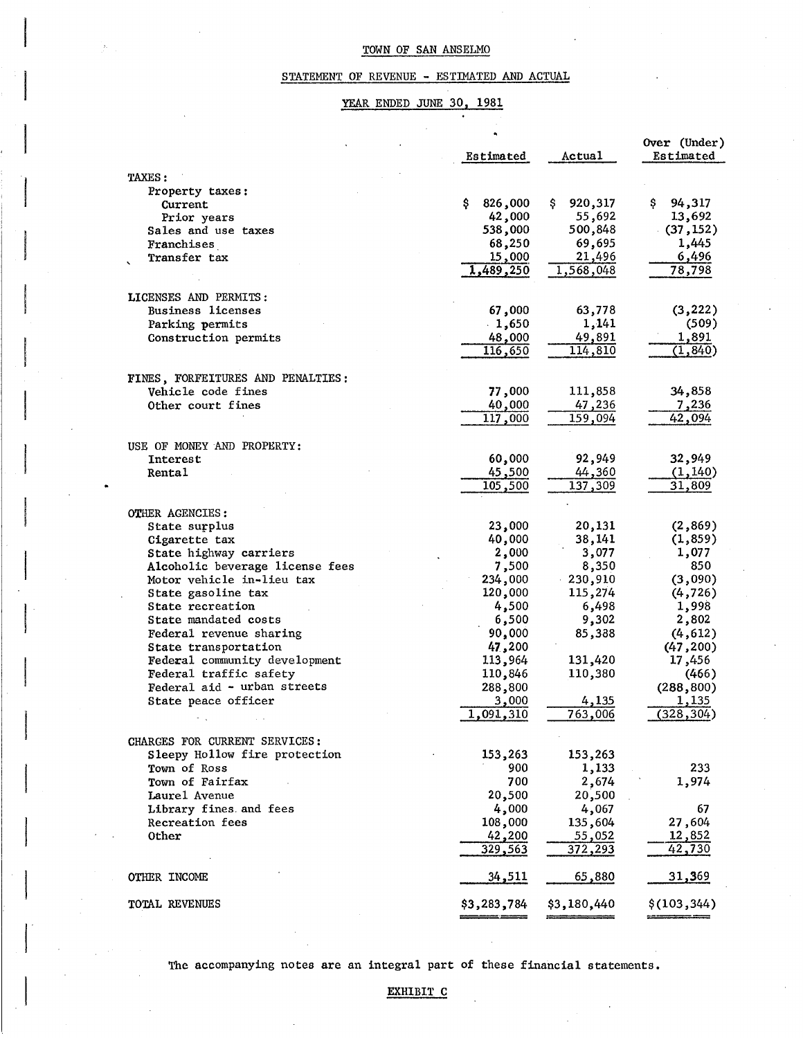TOWN OF SAN ANSELMO

STATEMENT OF REVENUE - ESTIMATED AND ACTUAL

YEAR ENDED JUNE 30, 1981

| | Estimated | Actual | Over (Under) Estimated |
|---|---|---|---|
| TAXES: | | | |
| Property taxes: | | | |
| Current | $ 826,000 | $ 920,317 | $ 94,317 |
| Prior years | 42,000 | 55,692 | 13,692 |
| Sales and use taxes | 538,000 | 500,848 | (37,152) |
| Franchises | 68,250 | 69,695 | 1,445 |
| Transfer tax | 15,000 | 21,496 | 6,496 |
| | 1,489,250 | 1,568,048 | 78,798 |
| LICENSES AND PERMITS: | | | |
| Business licenses | 67,000 | 63,778 | (3,222) |
| Parking permits | 1,650 | 1,141 | (509) |
| Construction permits | 48,000 | 49,891 | 1,891 |
| | 116,650 | 114,810 | (1,840) |
| FINES, FORFEITURES AND PENALTIES: | | | |
| Vehicle code fines | 77,000 | 111,858 | 34,858 |
| Other court fines | 40,000 | 47,236 | 7,236 |
| | 117,000 | 159,094 | 42,094 |
| USE OF MONEY AND PROPERTY: | | | |
| Interest | 60,000 | 92,949 | 32,949 |
| Rental | 45,500 | 44,360 | (1,140) |
| | 105,500 | 137,309 | 31,809 |
| OTHER AGENCIES: | | | |
| State surplus | 23,000 | 20,131 | (2,869) |
| Cigarette tax | 40,000 | 38,141 | (1,859) |
| State highway carriers | 2,000 | 3,077 | 1,077 |
| Alcoholic beverage license fees | 7,500 | 8,350 | 850 |
| Motor vehicle in-lieu tax | 234,000 | 230,910 | (3,090) |
| State gasoline tax | 120,000 | 115,274 | (4,726) |
| State recreation | 4,500 | 6,498 | 1,998 |
| State mandated costs | 6,500 | 9,302 | 2,802 |
| Federal revenue sharing | 90,000 | 85,388 | (4,612) |
| State transportation | 47,200 | | (47,200) |
| Federal community development | 113,964 | 131,420 | 17,456 |
| Federal traffic safety | 110,846 | 110,380 | (466) |
| Federal aid - urban streets | 288,800 | | (288,800) |
| State peace officer | 3,000 | 4,135 | 1,135 |
| | 1,091,310 | 763,006 | (328,304) |
| CHARGES FOR CURRENT SERVICES: | | | |
| Sleepy Hollow fire protection | 153,263 | 153,263 | |
| Town of Ross | 900 | 1,133 | 233 |
| Town of Fairfax | 700 | 2,674 | 1,974 |
| Laurel Avenue | 20,500 | 20,500 | |
| Library fines and fees | 4,000 | 4,067 | 67 |
| Recreation fees | 108,000 | 135,604 | 27,604 |
| Other | 42,200 | 55,052 | 12,852 |
| | 329,563 | 372,293 | 42,730 |
| OTHER INCOME | 34,511 | 65,880 | 31,369 |
| TOTAL REVENUES | $3,283,784 | $3,180,440 | $(103,344) |

The accompanying notes are an integral part of these financial statements.

EXHIBIT C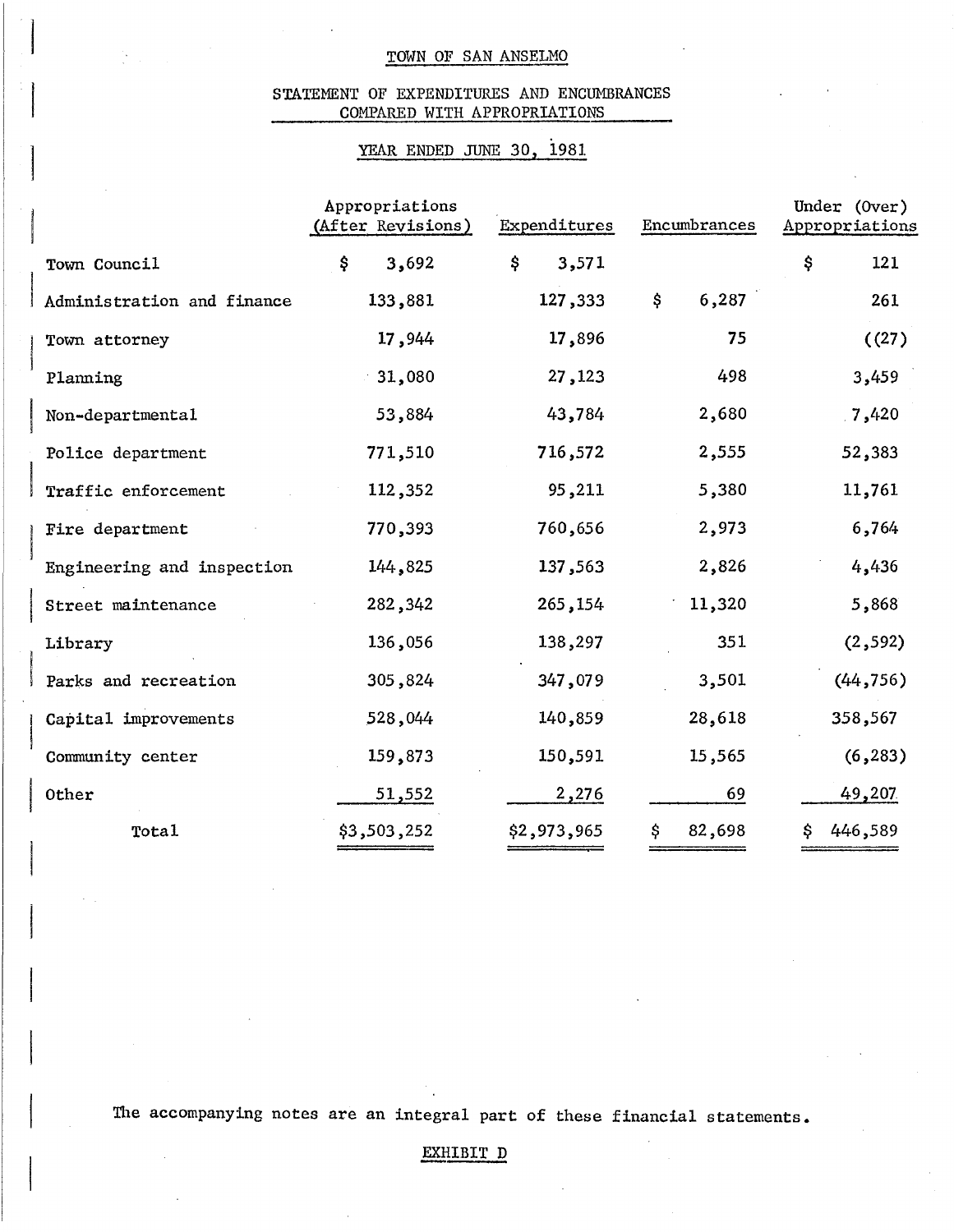TOWN OF SAN ANSELMO

STATEMENT OF EXPENDITURES AND ENCUMBRANCES COMPARED WITH APPROPRIATIONS

YEAR ENDED JUNE 30, 1981

| | Appropriations (After Revisions) | Expenditures | Encumbrances | Under (Over) Appropriations |
|---|---|---|---|---|
| Town Council | $ 3,692 | $ 3,571 | | $ 121 |
| Administration and finance | 133,881 | 127,333 | $ 6,287 | 261 |
| Town attorney | 17,944 | 17,896 | 75 | ((27) |
| Planning | 31,080 | 27,123 | 498 | 3,459 |
| Non-departmental | 53,884 | 43,784 | 2,680 | 7,420 |
| Police department | 771,510 | 716,572 | 2,555 | 52,383 |
| Traffic enforcement | 112,352 | 95,211 | 5,380 | 11,761 |
| Fire department | 770,393 | 760,656 | 2,973 | 6,764 |
| Engineering and inspection | 144,825 | 137,563 | 2,826 | 4,436 |
| Street maintenance | 282,342 | 265,154 | 11,320 | 5,868 |
| Library | 136,056 | 138,297 | 351 | (2,592) |
| Parks and recreation | 305,824 | 347,079 | 3,501 | (44,756) |
| Capital improvements | 528,044 | 140,859 | 28,618 | 358,567 |
| Community center | 159,873 | 150,591 | 15,565 | (6,283) |
| Other | 51,552 | 2,276 | 69 | 49,207 |
| Total | $3,503,252 | $2,973,965 | $ 82,698 | $ 446,589 |

The accompanying notes are an integral part of these financial statements.

EXHIBIT D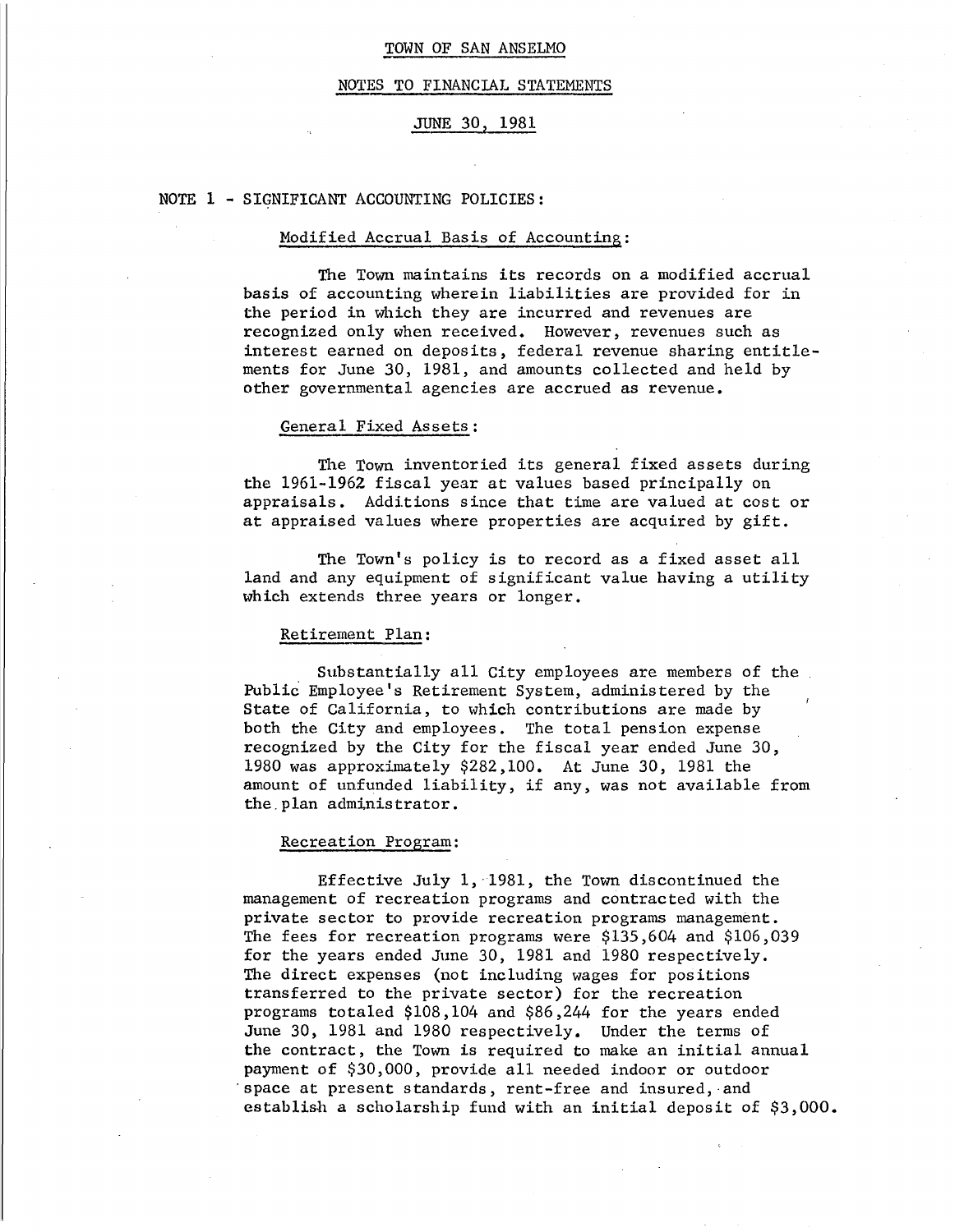# TOWN OF SAN ANSELMO

## NOTES TO FINANCIAL STATEMENTS

## JUNE 30, 1981

### NOTE 1 - SIGNIFICANT ACCOUNTING POLICIES:

#### Modified Accrual Basis of Accounting:

The Town maintains its records on a modified accrual basis of accounting wherein liabilities are provided for in the period in which they are incurred and revenues are recognized only when received. However, revenues such as interest earned on deposits, federal revenue sharing entitlements for June 30, 1981, and amounts collected and held by other governmental agencies are accrued as revenue.

#### General Fixed Assets:

The Town inventoried its general fixed assets during the 1961-1962 fiscal year at values based principally on appraisals. Additions since that time are valued at cost or at appraised values where properties are acquired by gift.

The Town's policy is to record as a fixed asset all land and any equipment of significant value having a utility which extends three years or longer.

#### Retirement Plan:

Substantially all City employees are members of the Public Employee's Retirement System, administered by the State of California, to which contributions are made by both the City and employees. The total pension expense recognized by the City for the fiscal year ended June 30, 1980 was approximately $282,100. At June 30, 1981 the amount of unfunded liability, if any, was not available from the plan administrator.

#### Recreation Program:

Effective July 1, 1981, the Town discontinued the management of recreation programs and contracted with the private sector to provide recreation programs management. The fees for recreation programs were $135,604 and $106,039 for the years ended June 30, 1981 and 1980 respectively. The direct expenses (not including wages for positions transferred to the private sector) for the recreation programs totaled $108,104 and $86,244 for the years ended June 30, 1981 and 1980 respectively. Under the terms of the contract, the Town is required to make an initial annual payment of $30,000, provide all needed indoor or outdoor space at present standards, rent-free and insured, and establish a scholarship fund with an initial deposit of $3,000.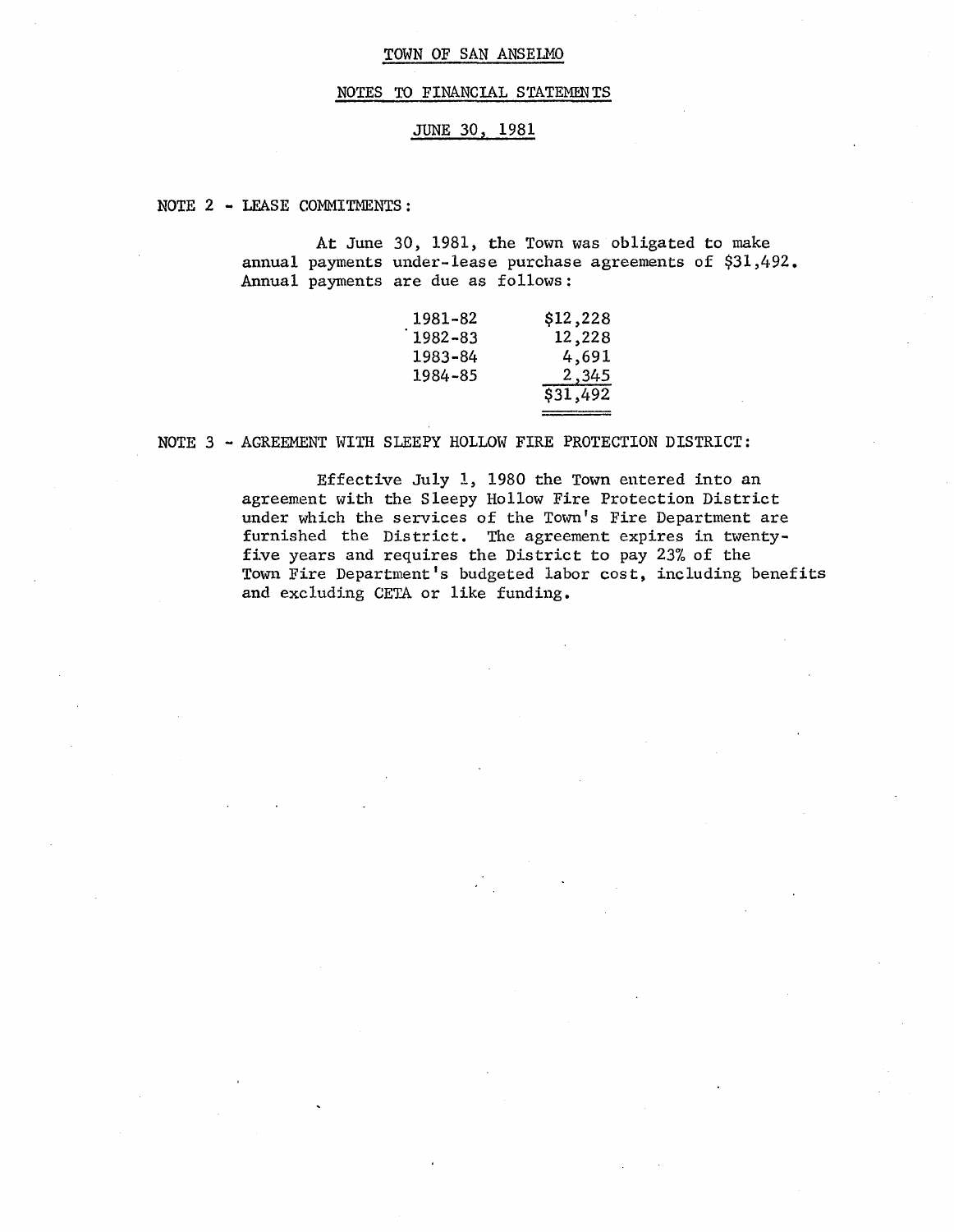# TOWN OF SAN ANSELMO

## NOTES TO FINANCIAL STATEMENTS

### JUNE 30, 1981

NOTE 2 - LEASE COMMITMENTS:

At June 30, 1981, the Town was obligated to make annual payments under-lease purchase agreements of $31,492. Annual payments are due as follows:

| | |
|---|---:|
| 1981-82 | $12,228 |
| 1982-83 | 12,228 |
| 1983-84 | 4,691 |
| 1984-85 | 2,345 |
| | $31,492 |

NOTE 3 - AGREEMENT WITH SLEEPY HOLLOW FIRE PROTECTION DISTRICT:

Effective July 1, 1980 the Town entered into an agreement with the Sleepy Hollow Fire Protection District under which the services of the Town's Fire Department are furnished the District. The agreement expires in twenty-five years and requires the District to pay 23% of the Town Fire Department's budgeted labor cost, including benefits and excluding CETA or like funding.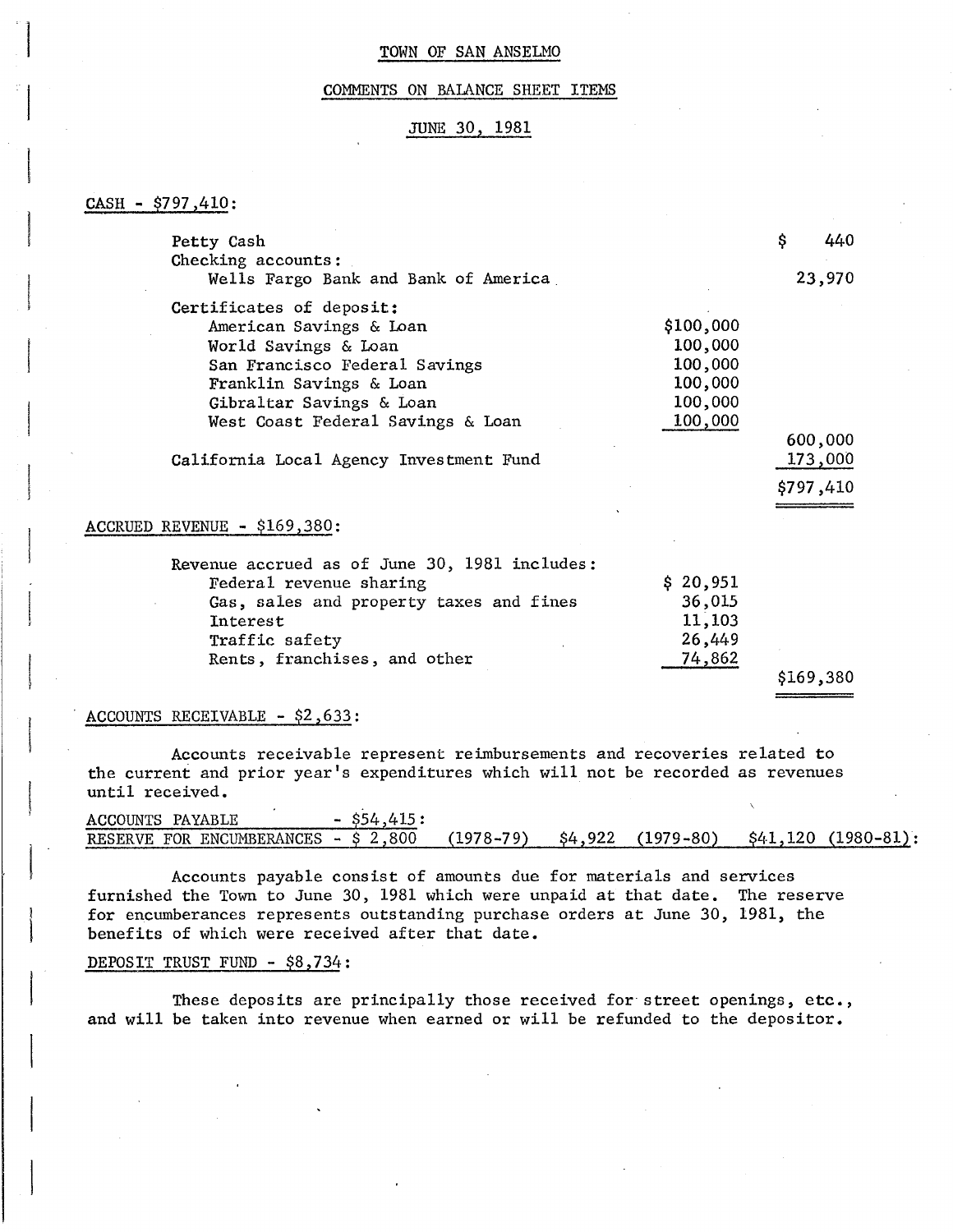TOWN OF SAN ANSELMO

COMMENTS ON BALANCE SHEET ITEMS

JUNE 30, 1981

CASH - $797,410:

| | | |
|---|---|---|
| Petty Cash | | $ 440 |
| Checking accounts: | | |
| Wells Fargo Bank and Bank of America | | 23,970 |
| Certificates of deposit: | | |
| American Savings & Loan | $100,000 | |
| World Savings & Loan | 100,000 | |
| San Francisco Federal Savings | 100,000 | |
| Franklin Savings & Loan | 100,000 | |
| Gibraltar Savings & Loan | 100,000 | |
| West Coast Federal Savings & Loan | 100,000 | |
| | | 600,000 |
| California Local Agency Investment Fund | | 173,000 |
| | | $797,410 |

ACCRUED REVENUE - $169,380:

| | | |
|---|---|---|
| Revenue accrued as of June 30, 1981 includes: | | |
| Federal revenue sharing | $ 20,951 | |
| Gas, sales and property taxes and fines | 36,015 | |
| Interest | 11,103 | |
| Traffic safety | 26,449 | |
| Rents, franchises, and other | 74,862 | |
| | | $169,380 |

ACCOUNTS RECEIVABLE - $2,633:

Accounts receivable represent reimbursements and recoveries related to the current and prior year's expenditures which will not be recorded as revenues until received.

ACCOUNTS PAYABLE - $54,415:
RESERVE FOR ENCUMBERANCES - $ 2,800 (1978-79) $4,922 (1979-80) $41,120 (1980-81):

Accounts payable consist of amounts due for materials and services furnished the Town to June 30, 1981 which were unpaid at that date. The reserve for encumberances represents outstanding purchase orders at June 30, 1981, the benefits of which were received after that date.

DEPOSIT TRUST FUND - $8,734:

These deposits are principally those received for street openings, etc., and will be taken into revenue when earned or will be refunded to the depositor.